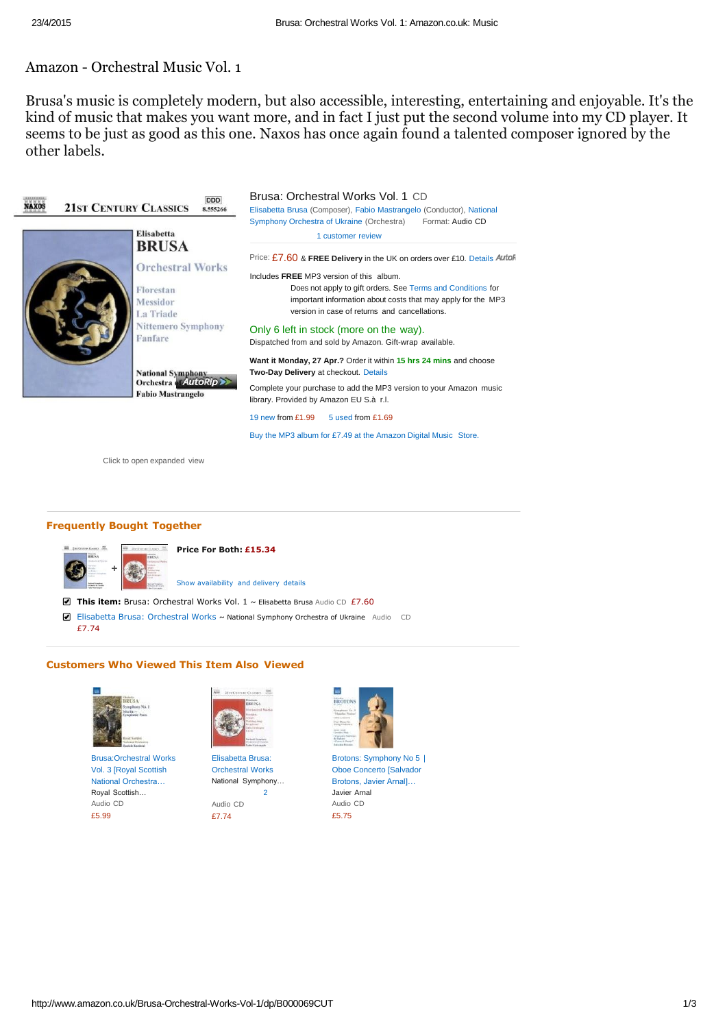Amazon - Orchestral Music Vol. 1

Brusa's music is completely modern, but also accessible, interesting, entertaining and enjoyable. It's the kind of music that makes you want more, and in fact I just put the second volume into my CD player. It seems to be just as good as this one. Naxos has once again found a talented composer ignored by the other labels.

NAXOS 21ST CENTURY CLASSICS DDD 8.555266

Elisabetta BRUSA

Orchestral Works

Florestan
Messidor
La Triade
Nittemero Symphony
Fanfare

National Symphony Orchestra of Ukraine
Fabio Mastrangelo

AutoRip

Click to open expanded view

## Brusa: Orchestral Works Vol. 1 CD

Elisabetta Brusa (Composer), Fabio Mastrangelo (Conductor), National Symphony Orchestra of Ukraine (Orchestra) Format: Audio CD

1 customer review

Price: £7.60 & **FREE Delivery** in the UK on orders over £10. Details AutoR

Includes **FREE** MP3 version of this album.
Does not apply to gift orders. See Terms and Conditions for important information about costs that may apply for the MP3 version in case of returns and cancellations.

Only 6 left in stock (more on the way).
Dispatched from and sold by Amazon. Gift-wrap available.

**Want it Monday, 27 Apr.?** Order it within **15 hrs 24 mins** and choose **Two-Day Delivery** at checkout. Details

Complete your purchase to add the MP3 version to your Amazon music library. Provided by Amazon EU S.à r.l.

19 new from £1.99 5 used from £1.69

Buy the MP3 album for £7.49 at the Amazon Digital Music Store.

### Frequently Bought Together

**Price For Both: £15.34**

Show availability and delivery details

- **This item:** Brusa: Orchestral Works Vol. 1 ~ Elisabetta Brusa Audio CD £7.60
- Elisabetta Brusa: Orchestral Works ~ National Symphony Orchestra of Ukraine Audio CD £7.74

### Customers Who Viewed This Item Also Viewed

Brusa:Orchestral Works Vol. 3 [Royal Scottish National Orchestra…
Royal Scottish…
Audio CD
£5.99

Elisabetta Brusa: Orchestral Works
National Symphony…
2
Audio CD
£7.74

Brotons: Symphony No 5 | Oboe Concerto [Salvador Brotons, Javier Arnal]…
Javier Arnal
Audio CD
£5.75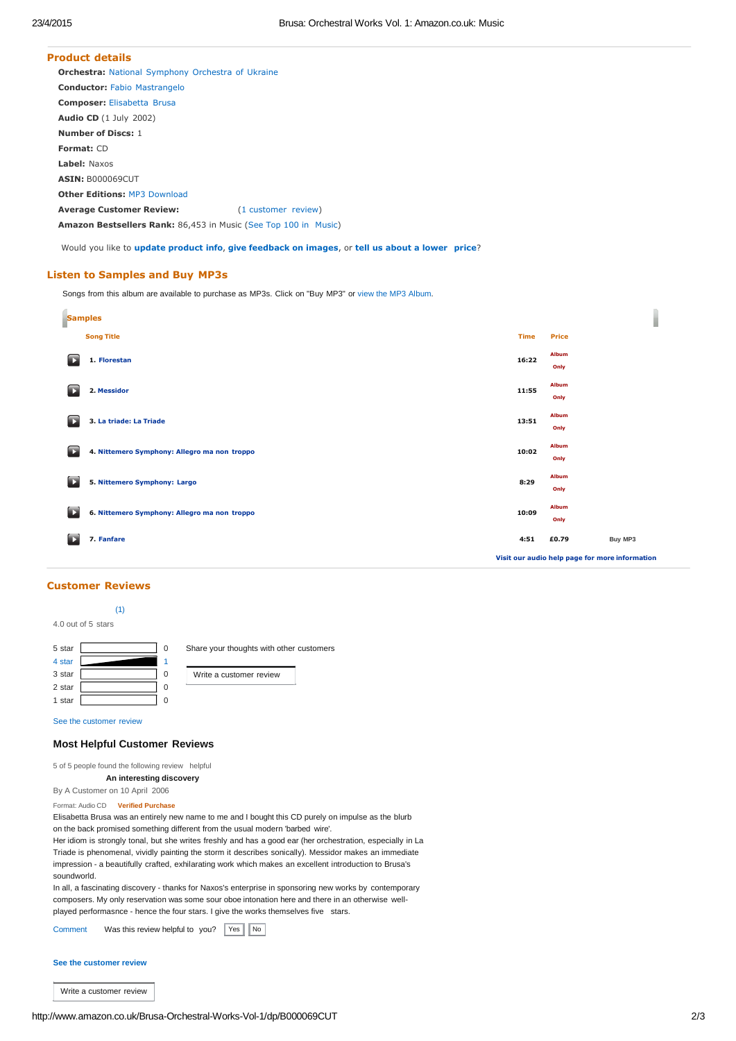## Product details

**Orchestra:** National Symphony Orchestra of Ukraine
**Conductor:** Fabio Mastrangelo
**Composer:** Elisabetta Brusa
**Audio CD** (1 July 2002)
**Number of Discs:** 1
**Format:** CD
**Label:** Naxos
**ASIN:** B000069CUT
**Other Editions:** MP3 Download
**Average Customer Review:** (1 customer review)
**Amazon Bestsellers Rank:** 86,453 in Music (See Top 100 in Music)

Would you like to **update product info**, **give feedback on images**, or **tell us about a lower price**?

## Listen to Samples and Buy MP3s

Songs from this album are available to purchase as MP3s. Click on "Buy MP3" or view the MP3 Album.

### Samples

| Song Title | Time | Price | |
|---|---|---|---|
| 1. Florestan | 16:22 | Album Only | |
| 2. Messidor | 11:55 | Album Only | |
| 3. La triade: La Triade | 13:51 | Album Only | |
| 4. Nittemero Symphony: Allegro ma non troppo | 10:02 | Album Only | |
| 5. Nittemero Symphony: Largo | 8:29 | Album Only | |
| 6. Nittemero Symphony: Allegro ma non troppo | 10:09 | Album Only | |
| 7. Fanfare | 4:51 | £0.79 | Buy MP3 |

**Visit our audio help page for more information**

## Customer Reviews

(1)

4.0 out of 5 stars

| | |
|---|---|
| 5 star | 0 |
| 4 star | 1 |
| 3 star | 0 |
| 2 star | 0 |
| 1 star | 0 |

Share your thoughts with other customers

Write a customer review

See the customer review

### Most Helpful Customer Reviews

5 of 5 people found the following review helpful

**An interesting discovery**

By A Customer on 10 April 2006

Format: Audio CD **Verified Purchase**

Elisabetta Brusa was an entirely new name to me and I bought this CD purely on impulse as the blurb on the back promised something different from the usual modern 'barbed wire'.
Her idiom is strongly tonal, but she writes freshly and has a good ear (her orchestration, especially in La Triade is phenomenal, vividly painting the storm it describes sonically). Messidor makes an immediate impression - a beautifully crafted, exhilarating work which makes an excellent introduction to Brusa's soundworld.
In all, a fascinating discovery - thanks for Naxos's enterprise in sponsoring new works by contemporary composers. My only reservation was some sour oboe intonation here and there in an otherwise well-played performasnce - hence the four stars. I give the works themselves five stars.

Comment Was this review helpful to you? Yes No

**See the customer review**

Write a customer review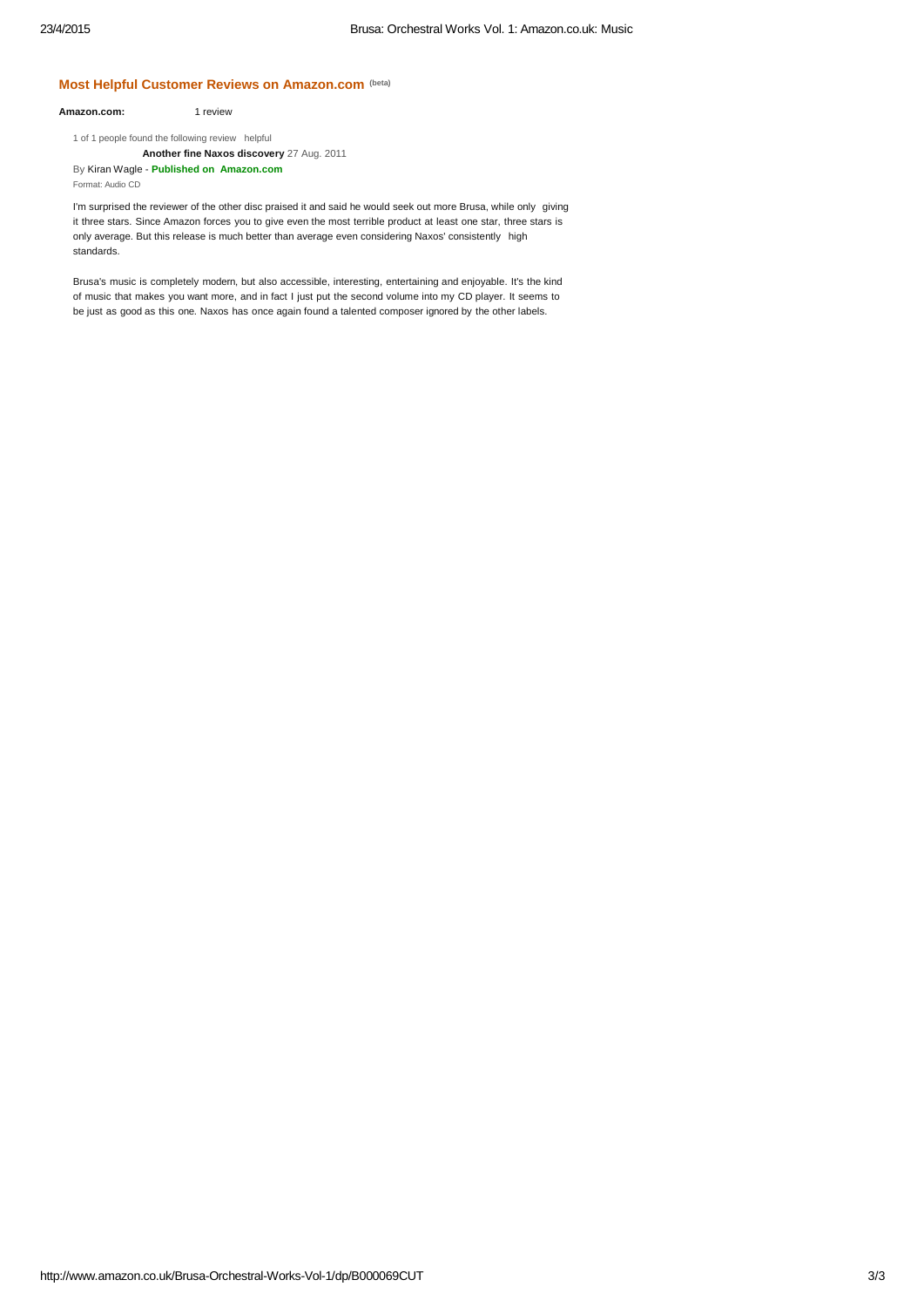## Most Helpful Customer Reviews on Amazon.com (beta)

**Amazon.com:** 1 review

1 of 1 people found the following review helpful

**Another fine Naxos discovery** 27 Aug. 2011

By Kiran Wagle - **Published on Amazon.com**

Format: Audio CD

I'm surprised the reviewer of the other disc praised it and said he would seek out more Brusa, while only giving it three stars. Since Amazon forces you to give even the most terrible product at least one star, three stars is only average. But this release is much better than average even considering Naxos' consistently high standards.

Brusa's music is completely modern, but also accessible, interesting, entertaining and enjoyable. It's the kind of music that makes you want more, and in fact I just put the second volume into my CD player. It seems to be just as good as this one. Naxos has once again found a talented composer ignored by the other labels.